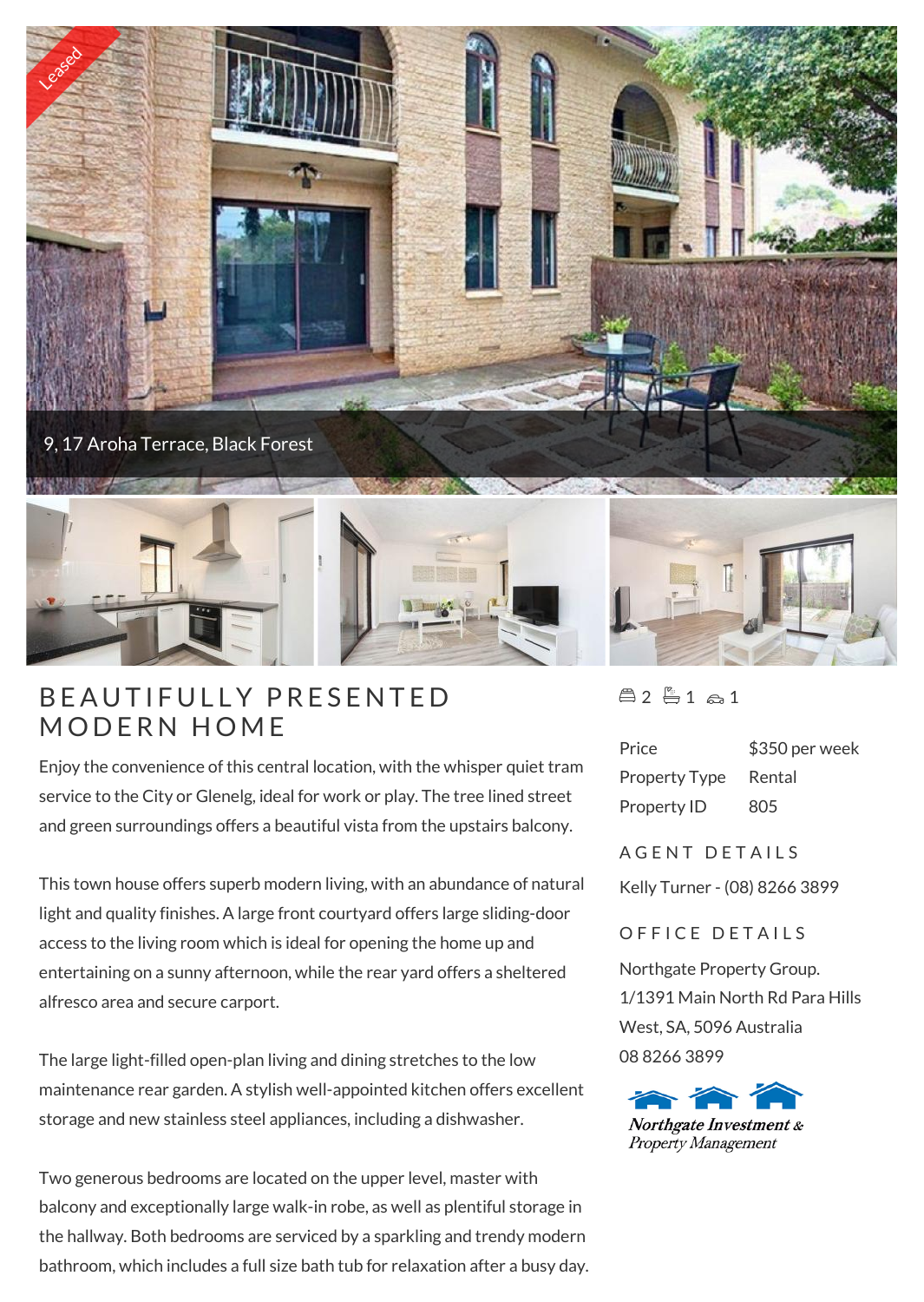Leased

9, 17 Aroha Terrace, Black Forest

# BEAUTIFULLY PRESENTED MODERN HOME

Enjoy the convenience of this central location, with the whisper quiet tram service to the City or Glenelg, ideal for work or play. The tree lined street and green surroundings offers a beautiful vista from the upstairs balcony.

This town house offers superb modern living, with an abundance of natural light and quality finishes. A large front courtyard offers large sliding-door access to the living room which is ideal for opening the home up and entertaining on a sunny afternoon, while the rear yard offers a sheltered alfresco area and secure carport.

The large light-filled open-plan living and dining stretches to the low maintenance rear garden. A stylish well-appointed kitchen offers excellent storage and new stainless steel appliances, including a dishwasher.

Two generous bedrooms are located on the upper level, master with balcony and exceptionally large walk-in robe, as well as plentiful storage in the hallway. Both bedrooms are serviced by a sparkling and trendy modern bathroom, which includes a full size bath tub for relaxation after a busy day.

2 1 1

| | |
|---|---|
| Price | $350 per week |
| Property Type | Rental |
| Property ID | 805 |

## AGENT DETAILS

Kelly Turner - (08) 8266 3899

## OFFICE DETAILS

Northgate Property Group.
1/1391 Main North Rd Para Hills West, SA, 5096 Australia
08 8266 3899

*Northgate Investment & Property Management*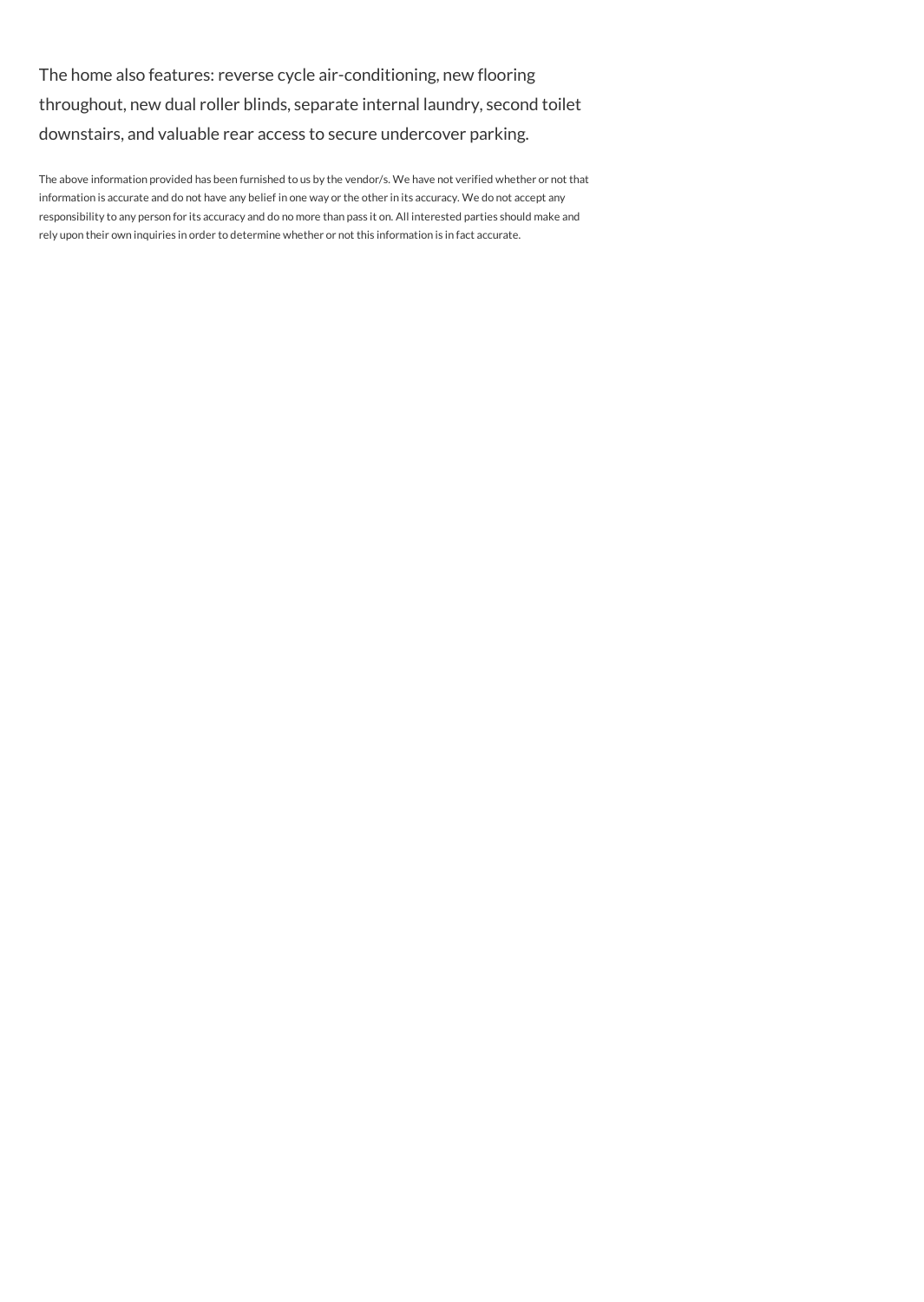The home also features: reverse cycle air-conditioning, new flooring throughout, new dual roller blinds, separate internal laundry, second toilet downstairs, and valuable rear access to secure undercover parking.

The above information provided has been furnished to us by the vendor/s. We have not verified whether or not that information is accurate and do not have any belief in one way or the other in its accuracy. We do not accept any responsibility to any person for its accuracy and do no more than pass it on. All interested parties should make and rely upon their own inquiries in order to determine whether or not this information is in fact accurate.